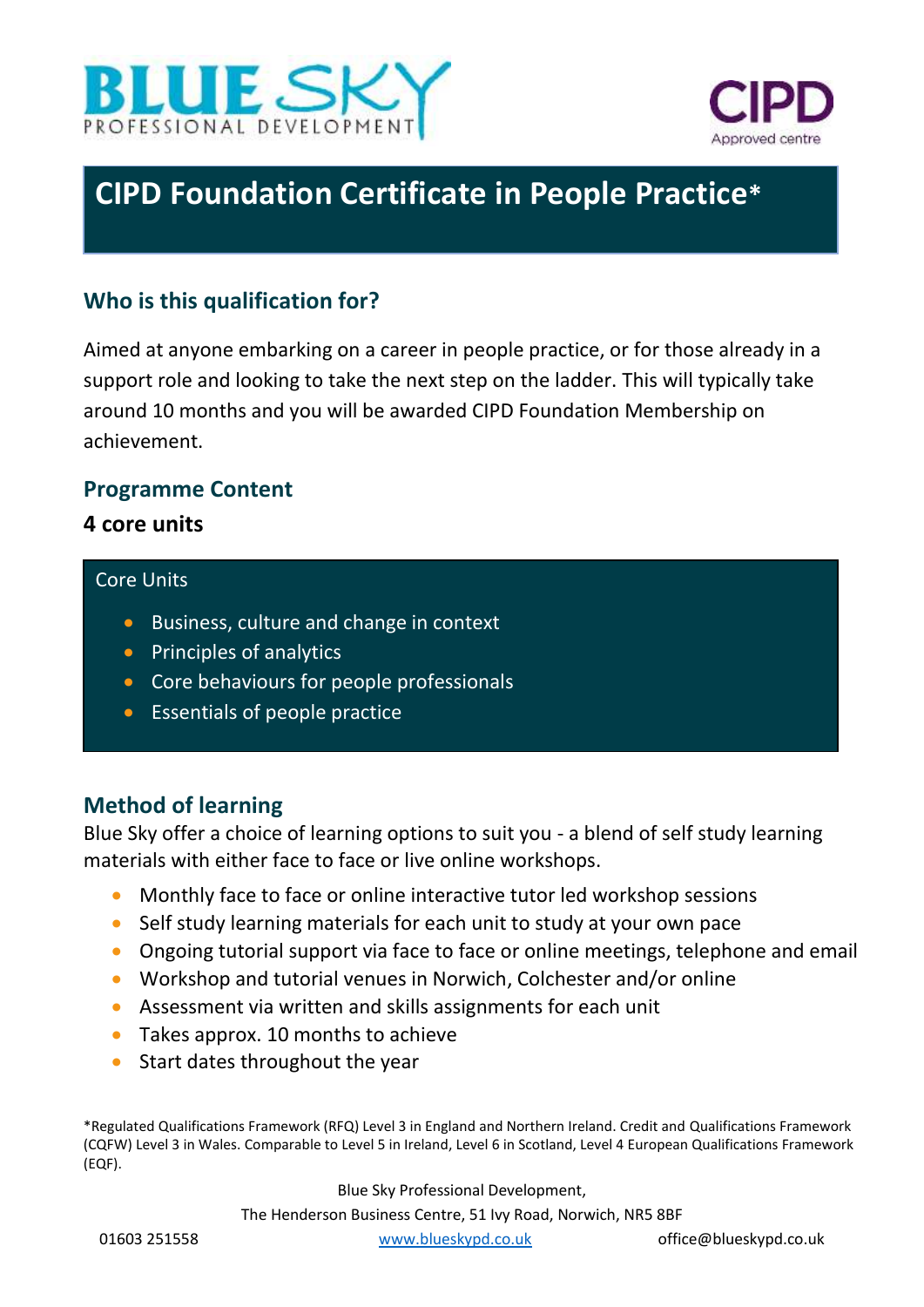BLUE SKY PROFESSIONAL DEVELOPMENT

CIPD Approved centre

# CIPD Foundation Certificate in People Practice*

## Who is this qualification for?

Aimed at anyone embarking on a career in people practice, or for those already in a support role and looking to take the next step on the ladder. This will typically take around 10 months and you will be awarded CIPD Foundation Membership on achievement.

## Programme Content

**4 core units**

Core Units

- Business, culture and change in context
- Principles of analytics
- Core behaviours for people professionals
- Essentials of people practice

## Method of learning

Blue Sky offer a choice of learning options to suit you - a blend of self study learning materials with either face to face or live online workshops.

- Monthly face to face or online interactive tutor led workshop sessions
- Self study learning materials for each unit to study at your own pace
- Ongoing tutorial support via face to face or online meetings, telephone and email
- Workshop and tutorial venues in Norwich, Colchester and/or online
- Assessment via written and skills assignments for each unit
- Takes approx. 10 months to achieve
- Start dates throughout the year

*Regulated Qualifications Framework (RFQ) Level 3 in England and Northern Ireland. Credit and Qualifications Framework (CQFW) Level 3 in Wales. Comparable to Level 5 in Ireland, Level 6 in Scotland, Level 4 European Qualifications Framework (EQF).

Blue Sky Professional Development,
The Henderson Business Centre, 51 Ivy Road, Norwich, NR5 8BF

01603 251558 www.blueskypd.co.uk office@blueskypd.co.uk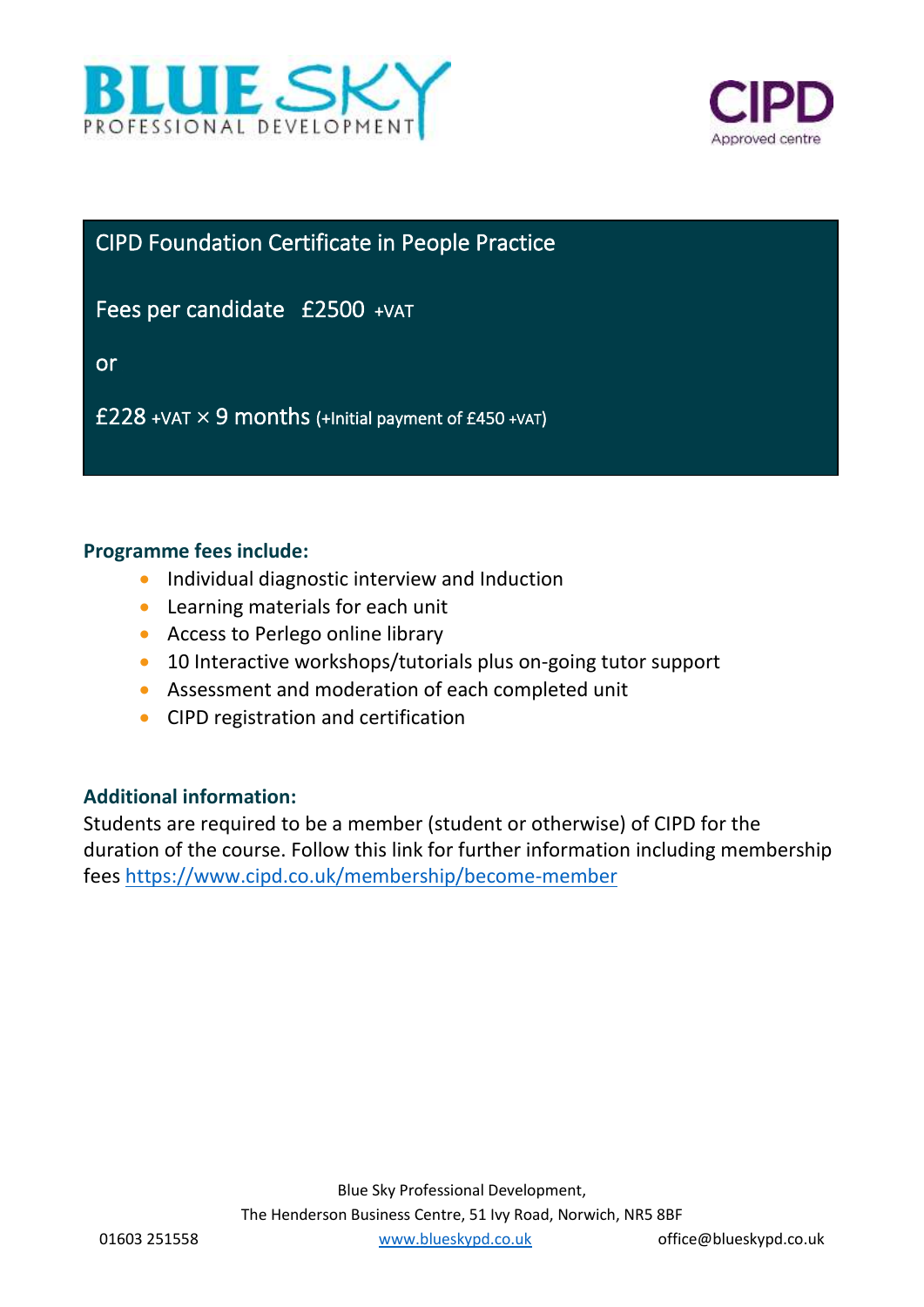BLUE SKY PROFESSIONAL DEVELOPMENT

CIPD Approved centre

## CIPD Foundation Certificate in People Practice

Fees per candidate £2500 +VAT

or

£228 +VAT × 9 months (+Initial payment of £450 +VAT)

### Programme fees include:

- Individual diagnostic interview and Induction
- Learning materials for each unit
- Access to Perlego online library
- 10 Interactive workshops/tutorials plus on-going tutor support
- Assessment and moderation of each completed unit
- CIPD registration and certification

### Additional information:

Students are required to be a member (student or otherwise) of CIPD for the duration of the course. Follow this link for further information including membership fees https://www.cipd.co.uk/membership/become-member

Blue Sky Professional Development,
The Henderson Business Centre, 51 Ivy Road, Norwich, NR5 8BF
01603 251558 www.blueskypd.co.uk office@blueskypd.co.uk